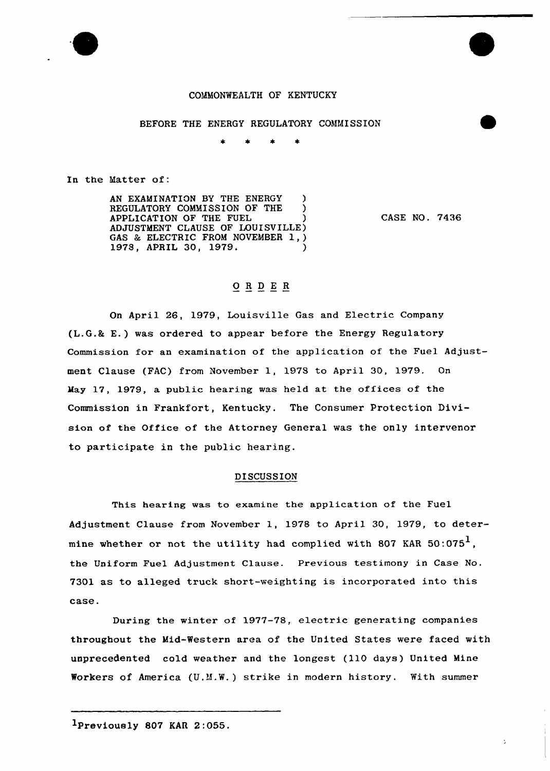COMMONWEALTH OF KENTUCKY

BEFORE THE ENERGY REGULATORY COMMISSION

\* \* \* \*

In the Matter of:

AN EXAMINATION BY THE ENERGY REGULATORY COMMISSION OF THE APPLICATION OF THE FUEL ADJUSTMENT CLAUSE OF LOUISVILLE GAS & ELECTRIC FROM NOVEMBER 1, 1978, APRIL 30, 1979.

CASE NO. 7436

## O R D E R

On April 26, 1979, Louisville Gas and Electric Company (L.G.& E.) was ordered to appear before the Energy Regulatory Commission for an examination of the application of the Fuel Adjustment Clause (FAC) from November 1, 1978 to April 30, 1979. On May 17, 1979, a public hearing was held at the offices of the Commission in Frankfort, Kentucky. The Consumer Protection Division of the Office of the Attorney General was the only intervenor to participate in the public hearing.

### DISCUSSION

This hearing was to examine the application of the Fuel Adjustment Clause from November 1, 1978 to April 30, 1979, to determine whether or not the utility had complied with 807 KAR 50:075[1], the Uniform Fuel Adjustment Clause. Previous testimony in Case No. 7301 as to alleged truck short-weighting is incorporated into this case.

During the winter of 1977-78, electric generating companies throughout the Mid-Western area of the United States were faced with unprecedented cold weather and the longest (110 days) United Mine Workers of America (U.M.W.) strike in modern history. With summer

---

[1] Previously 807 KAR 2:055.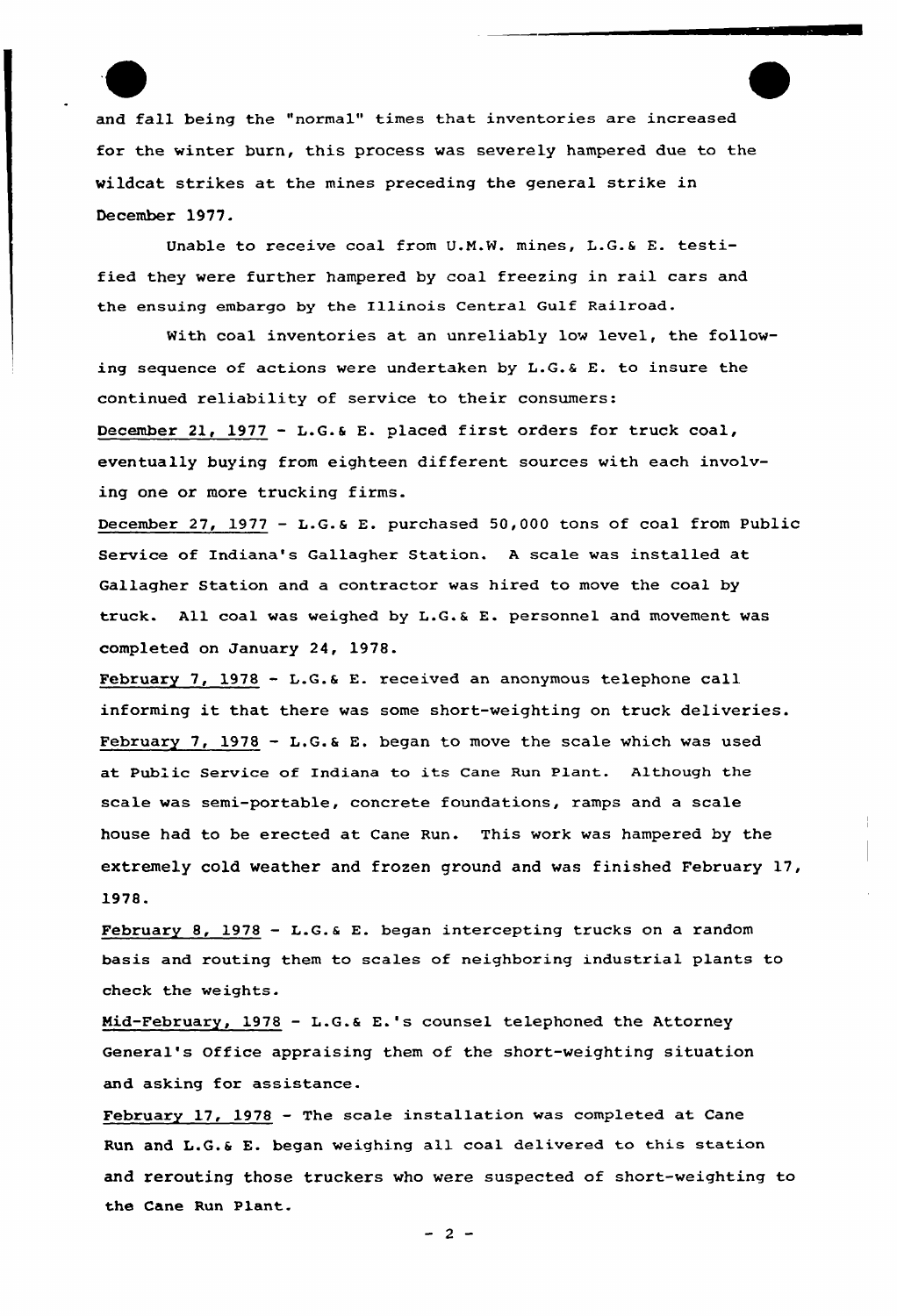and fall being the "normal" times that inventories are increased for the winter burn, this process was severely hampered due to the wildcat strikes at the mines preceding the general strike in December 1977.

Unable to receive coal from U.M.W. mines, L.G.& E. testified they were further hampered by coal freezing in rail cars and the ensuing embargo by the Illinois Central Gulf Railroad.

With coal inventories at an unreliably low level, the following sequence of actions were undertaken by L.G.& E. to insure the continued reliability of service to their consumers:

<u>December 21, 1977</u> - L.G.& E. placed first orders for truck coal, eventually buying from eighteen different sources with each involving one or more trucking firms.

<u>December 27, 1977</u> - L.G.& E. purchased 50,000 tons of coal from Public Service of Indiana's Gallagher Station. A scale was installed at Gallagher Station and a contractor was hired to move the coal by truck. All coal was weighed by L.G.& E. personnel and movement was completed on January 24, 1978.

<u>February 7, 1978</u> - L.G.& E. received an anonymous telephone call informing it that there was some short-weighting on truck deliveries.

<u>February 7, 1978</u> - L.G.& E. began to move the scale which was used at Public Service of Indiana to its Cane Run Plant. Although the scale was semi-portable, concrete foundations, ramps and a scale house had to be erected at Cane Run. This work was hampered by the extremely cold weather and frozen ground and was finished February 17, 1978.

<u>February 8, 1978</u> - L.G.& E. began intercepting trucks on a random basis and routing them to scales of neighboring industrial plants to check the weights.

<u>Mid-February, 1978</u> - L.G.& E.'s counsel telephoned the Attorney General's Office appraising them of the short-weighting situation and asking for assistance.

<u>February 17, 1978</u> - The scale installation was completed at Cane Run and L.G.& E. began weighing all coal delivered to this station and rerouting those truckers who were suspected of short-weighting to the Cane Run Plant.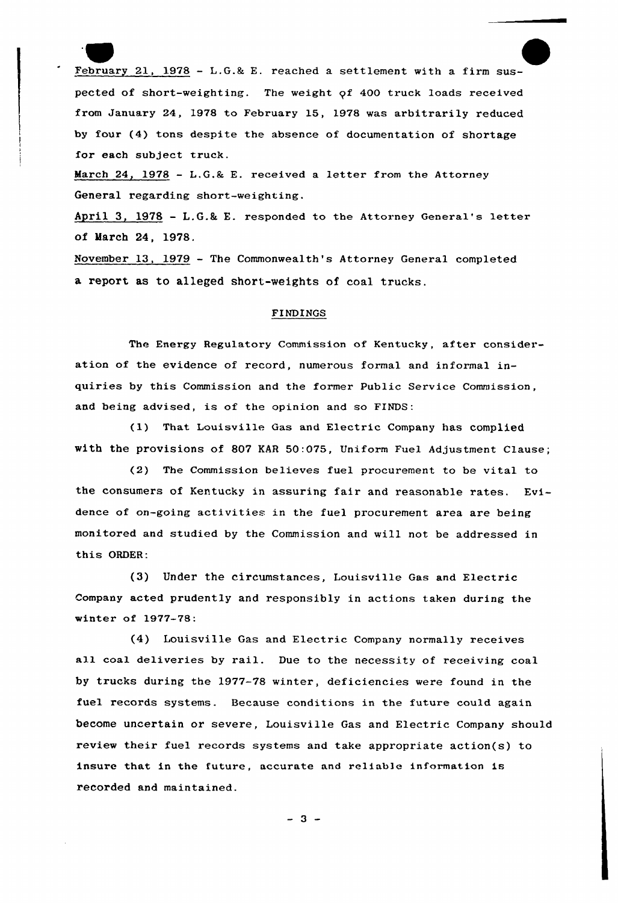February 21, 1978 - L.G.& E. reached a settlement with a firm suspected of short-weighting. The weight of 400 truck loads received from January 24, 1978 to February 15, 1978 was arbitrarily reduced by four (4) tons despite the absence of documentation of shortage for each subject truck.

March 24, 1978 - L.G.& E. received a letter from the Attorney General regarding short-weighting.

April 3, 1978 - L.G.& E. responded to the Attorney General's letter of March 24, 1978.

November 13, 1979 - The Commonwealth's Attorney General completed a report as to alleged short-weights of coal trucks.

## FINDINGS

The Energy Regulatory Commission of Kentucky, after consideration of the evidence of record, numerous formal and informal inquiries by this Commission and the former Public Service Commission, and being advised, is of the opinion and so FINDS:

(1) That Louisville Gas and Electric Company has complied with the provisions of 807 KAR 50:075, Uniform Fuel Adjustment Clause;

(2) The Commission believes fuel procurement to be vital to the consumers of Kentucky in assuring fair and reasonable rates. Evidence of on-going activities in the fuel procurement area are being monitored and studied by the Commission and will not be addressed in this ORDER:

(3) Under the circumstances, Louisville Gas and Electric Company acted prudently and responsibly in actions taken during the winter of 1977-78:

(4) Louisville Gas and Electric Company normally receives all coal deliveries by rail. Due to the necessity of receiving coal by trucks during the 1977-78 winter, deficiencies were found in the fuel records systems. Because conditions in the future could again become uncertain or severe, Louisville Gas and Electric Company should review their fuel records systems and take appropriate action(s) to insure that in the future, accurate and reliable information is recorded and maintained.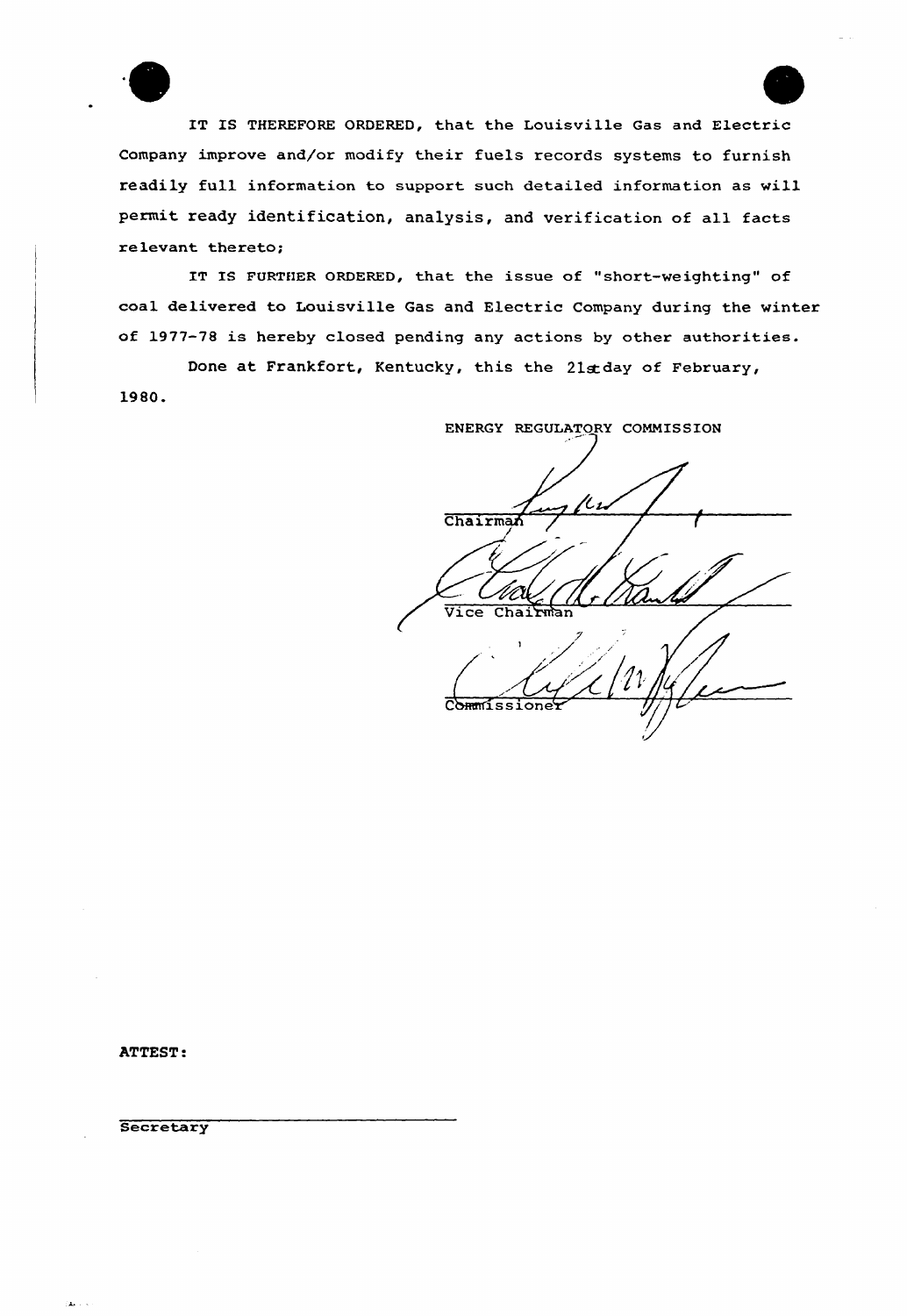IT IS THEREFORE ORDERED, that the Louisville Gas and Electric Company improve and/or modify their fuels records systems to furnish readily full information to support such detailed information as will permit ready identification, analysis, and verification of all facts relevant thereto;

IT IS FURTHER ORDERED, that the issue of "short-weighting" of coal delivered to Louisville Gas and Electric Company during the winter of 1977-78 is hereby closed pending any actions by other authorities.

Done at Frankfort, Kentucky, this the 21st day of February, 1980.

ENERGY REGULATORY COMMISSION

Chairman

Vice Chairman

Commissioner

ATTEST:

Secretary